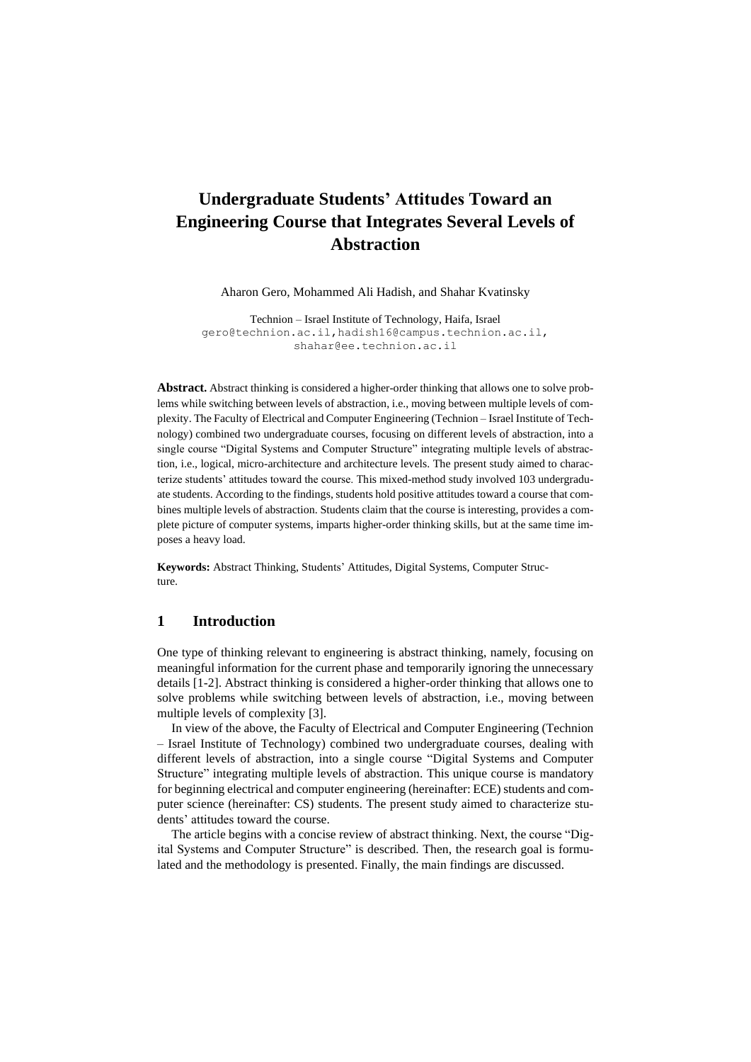# Undergraduate Students' Attitudes Toward an Engineering Course that Integrates Several Levels of Abstraction

Aharon Gero, Mohammed Ali Hadish, and Shahar Kvatinsky

Technion – Israel Institute of Technology, Haifa, Israel
gero@technion.ac.il, hadish16@campus.technion.ac.il, shahar@ee.technion.ac.il

**Abstract.** Abstract thinking is considered a higher-order thinking that allows one to solve problems while switching between levels of abstraction, i.e., moving between multiple levels of complexity. The Faculty of Electrical and Computer Engineering (Technion – Israel Institute of Technology) combined two undergraduate courses, focusing on different levels of abstraction, into a single course "Digital Systems and Computer Structure" integrating multiple levels of abstraction, i.e., logical, micro-architecture and architecture levels. The present study aimed to characterize students' attitudes toward the course. This mixed-method study involved 103 undergraduate students. According to the findings, students hold positive attitudes toward a course that combines multiple levels of abstraction. Students claim that the course is interesting, provides a complete picture of computer systems, imparts higher-order thinking skills, but at the same time imposes a heavy load.

**Keywords:** Abstract Thinking, Students' Attitudes, Digital Systems, Computer Structure.

## 1 Introduction

One type of thinking relevant to engineering is abstract thinking, namely, focusing on meaningful information for the current phase and temporarily ignoring the unnecessary details [1-2]. Abstract thinking is considered a higher-order thinking that allows one to solve problems while switching between levels of abstraction, i.e., moving between multiple levels of complexity [3].

In view of the above, the Faculty of Electrical and Computer Engineering (Technion – Israel Institute of Technology) combined two undergraduate courses, dealing with different levels of abstraction, into a single course "Digital Systems and Computer Structure" integrating multiple levels of abstraction. This unique course is mandatory for beginning electrical and computer engineering (hereinafter: ECE) students and computer science (hereinafter: CS) students. The present study aimed to characterize students' attitudes toward the course.

The article begins with a concise review of abstract thinking. Next, the course "Digital Systems and Computer Structure" is described. Then, the research goal is formulated and the methodology is presented. Finally, the main findings are discussed.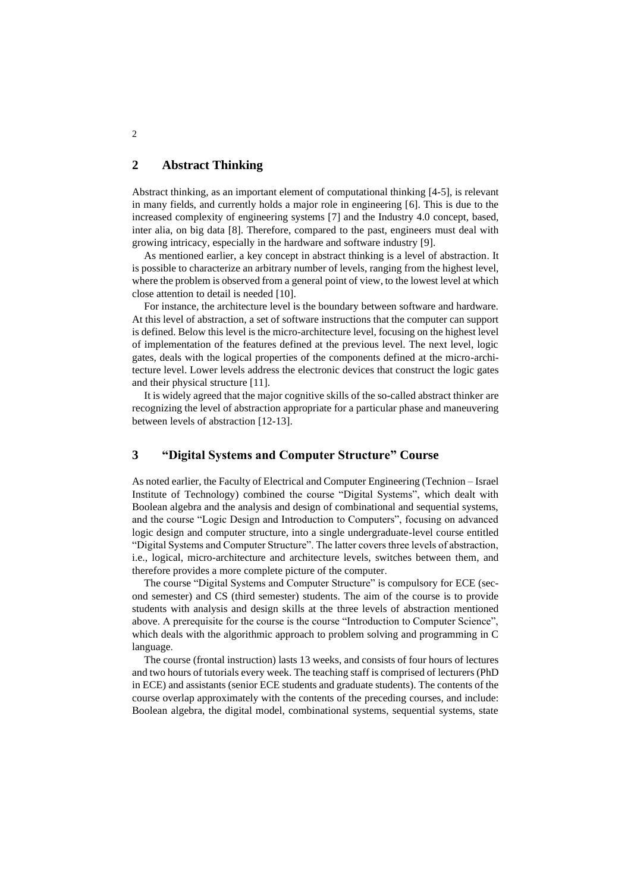## 2 Abstract Thinking

Abstract thinking, as an important element of computational thinking [4-5], is relevant in many fields, and currently holds a major role in engineering [6]. This is due to the increased complexity of engineering systems [7] and the Industry 4.0 concept, based, inter alia, on big data [8]. Therefore, compared to the past, engineers must deal with growing intricacy, especially in the hardware and software industry [9].

As mentioned earlier, a key concept in abstract thinking is a level of abstraction. It is possible to characterize an arbitrary number of levels, ranging from the highest level, where the problem is observed from a general point of view, to the lowest level at which close attention to detail is needed [10].

For instance, the architecture level is the boundary between software and hardware. At this level of abstraction, a set of software instructions that the computer can support is defined. Below this level is the micro-architecture level, focusing on the highest level of implementation of the features defined at the previous level. The next level, logic gates, deals with the logical properties of the components defined at the micro-architecture level. Lower levels address the electronic devices that construct the logic gates and their physical structure [11].

It is widely agreed that the major cognitive skills of the so-called abstract thinker are recognizing the level of abstraction appropriate for a particular phase and maneuvering between levels of abstraction [12-13].

## 3 "Digital Systems and Computer Structure" Course

As noted earlier, the Faculty of Electrical and Computer Engineering (Technion – Israel Institute of Technology) combined the course "Digital Systems", which dealt with Boolean algebra and the analysis and design of combinational and sequential systems, and the course "Logic Design and Introduction to Computers", focusing on advanced logic design and computer structure, into a single undergraduate-level course entitled "Digital Systems and Computer Structure". The latter covers three levels of abstraction, i.e., logical, micro-architecture and architecture levels, switches between them, and therefore provides a more complete picture of the computer.

The course "Digital Systems and Computer Structure" is compulsory for ECE (second semester) and CS (third semester) students. The aim of the course is to provide students with analysis and design skills at the three levels of abstraction mentioned above. A prerequisite for the course is the course "Introduction to Computer Science", which deals with the algorithmic approach to problem solving and programming in C language.

The course (frontal instruction) lasts 13 weeks, and consists of four hours of lectures and two hours of tutorials every week. The teaching staff is comprised of lecturers (PhD in ECE) and assistants (senior ECE students and graduate students). The contents of the course overlap approximately with the contents of the preceding courses, and include: Boolean algebra, the digital model, combinational systems, sequential systems, state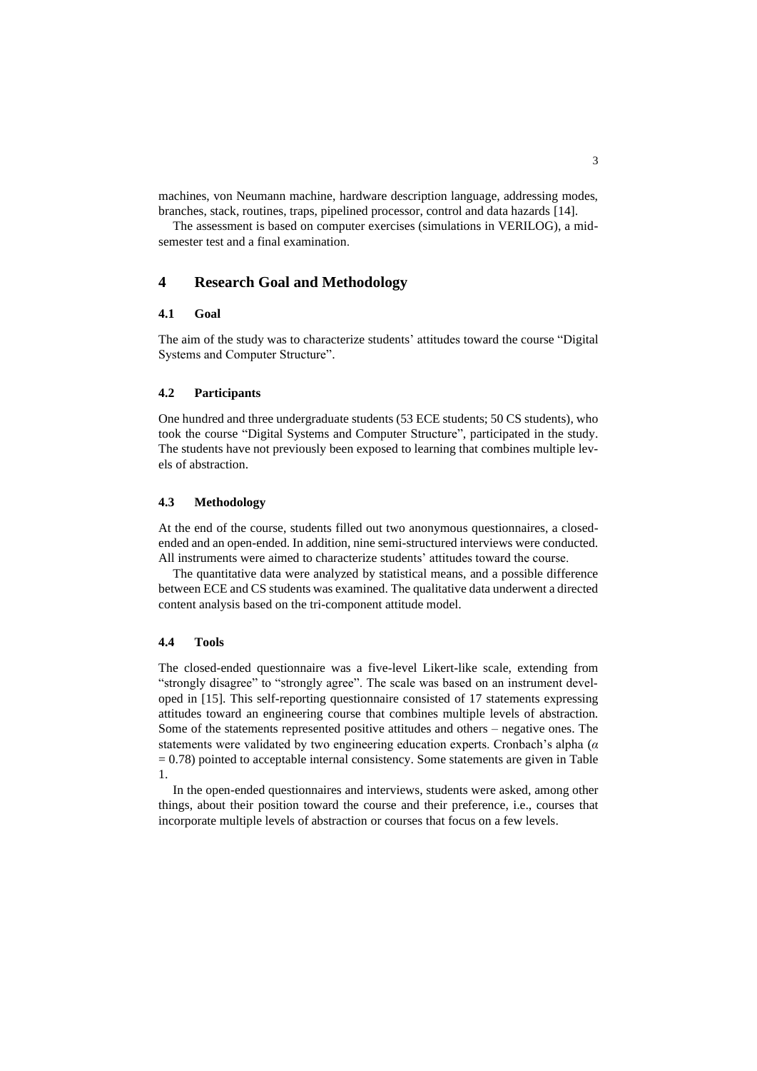machines, von Neumann machine, hardware description language, addressing modes, branches, stack, routines, traps, pipelined processor, control and data hazards [14].

The assessment is based on computer exercises (simulations in VERILOG), a mid-semester test and a final examination.

# 4 Research Goal and Methodology

## 4.1 Goal

The aim of the study was to characterize students' attitudes toward the course "Digital Systems and Computer Structure".

## 4.2 Participants

One hundred and three undergraduate students (53 ECE students; 50 CS students), who took the course "Digital Systems and Computer Structure", participated in the study. The students have not previously been exposed to learning that combines multiple levels of abstraction.

## 4.3 Methodology

At the end of the course, students filled out two anonymous questionnaires, a closed-ended and an open-ended. In addition, nine semi-structured interviews were conducted. All instruments were aimed to characterize students' attitudes toward the course.

The quantitative data were analyzed by statistical means, and a possible difference between ECE and CS students was examined. The qualitative data underwent a directed content analysis based on the tri-component attitude model.

## 4.4 Tools

The closed-ended questionnaire was a five-level Likert-like scale, extending from "strongly disagree" to "strongly agree". The scale was based on an instrument developed in [15]. This self-reporting questionnaire consisted of 17 statements expressing attitudes toward an engineering course that combines multiple levels of abstraction. Some of the statements represented positive attitudes and others – negative ones. The statements were validated by two engineering education experts. Cronbach's alpha ($\alpha = 0.78$) pointed to acceptable internal consistency. Some statements are given in Table 1.

In the open-ended questionnaires and interviews, students were asked, among other things, about their position toward the course and their preference, i.e., courses that incorporate multiple levels of abstraction or courses that focus on a few levels.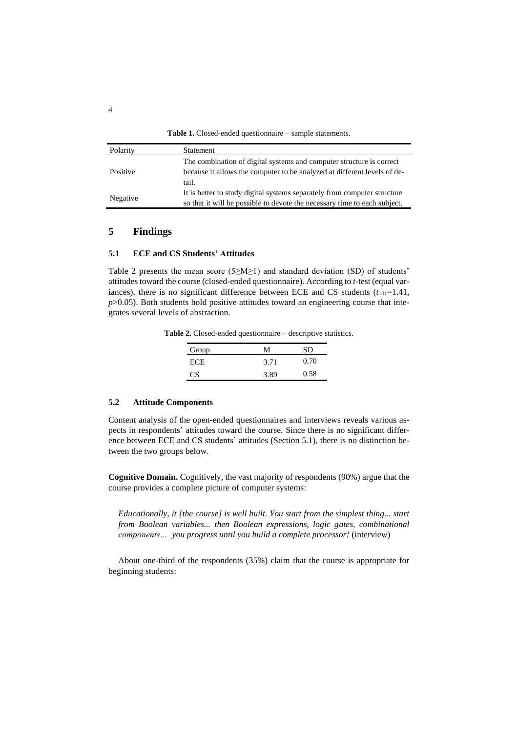**Table 1.** Closed-ended questionnaire – sample statements.

| Polarity | Statement |
| --- | --- |
| Positive | The combination of digital systems and computer structure is correct because it allows the computer to be analyzed at different levels of detail. |
| Negative | It is better to study digital systems separately from computer structure so that it will be possible to devote the necessary time to each subject. |

## 5 Findings

### 5.1 ECE and CS Students' Attitudes

Table 2 presents the mean score ($5 \geq M \geq 1$) and standard deviation (SD) of students' attitudes toward the course (closed-ended questionnaire). According to *t*-test (equal variances), there is no significant difference between ECE and CS students ($t_{101}=1.41$, $p>0.05$). Both students hold positive attitudes toward an engineering course that integrates several levels of abstraction.

**Table 2.** Closed-ended questionnaire – descriptive statistics.

| Group | M | SD |
| --- | --- | --- |
| ECE | 3.71 | 0.70 |
| CS | 3.89 | 0.58 |

### 5.2 Attitude Components

Content analysis of the open-ended questionnaires and interviews reveals various aspects in respondents' attitudes toward the course. Since there is no significant difference between ECE and CS students' attitudes (Section 5.1), there is no distinction between the two groups below.

**Cognitive Domain.** Cognitively, the vast majority of respondents (90%) argue that the course provides a complete picture of computer systems:

> *Educationally, it [the course] is well built. You start from the simplest thing... start from Boolean variables... then Boolean expressions, logic gates, combinational components… you progress until you build a complete processor!* (interview)

About one-third of the respondents (35%) claim that the course is appropriate for beginning students: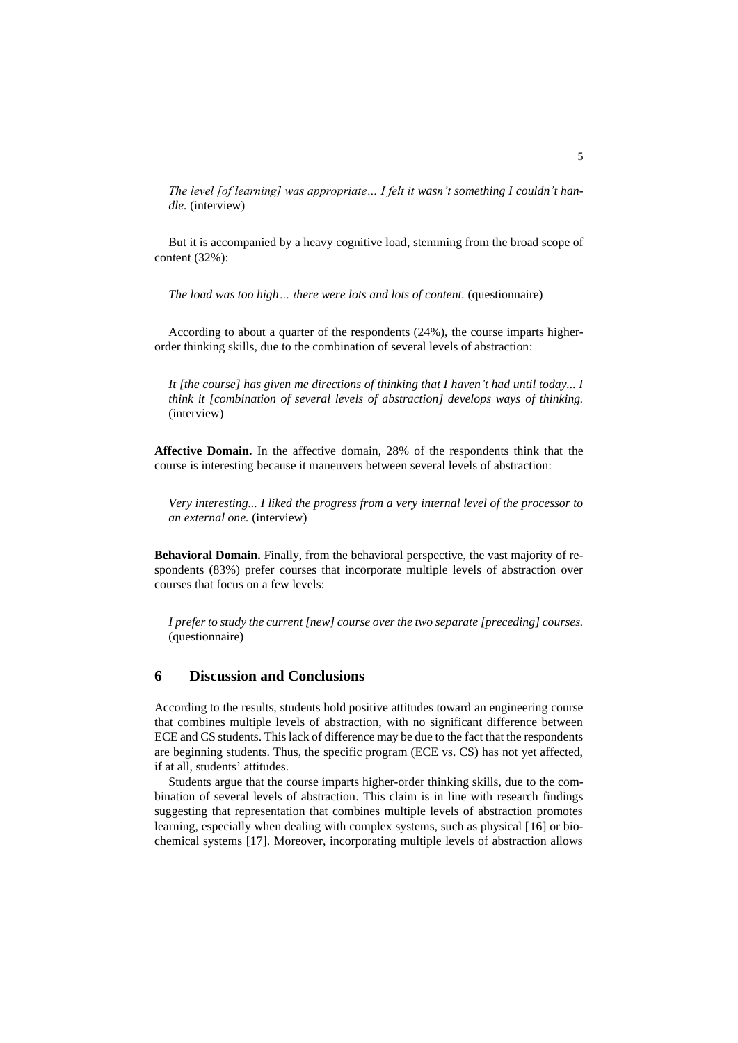*The level [of learning] was appropriate… I felt it wasn't something I couldn't handle.* (interview)

But it is accompanied by a heavy cognitive load, stemming from the broad scope of content (32%):

*The load was too high… there were lots and lots of content.* (questionnaire)

According to about a quarter of the respondents (24%), the course imparts higher-order thinking skills, due to the combination of several levels of abstraction:

*It [the course] has given me directions of thinking that I haven't had until today... I think it [combination of several levels of abstraction] develops ways of thinking.* (interview)

**Affective Domain.** In the affective domain, 28% of the respondents think that the course is interesting because it maneuvers between several levels of abstraction:

*Very interesting... I liked the progress from a very internal level of the processor to an external one.* (interview)

**Behavioral Domain.** Finally, from the behavioral perspective, the vast majority of respondents (83%) prefer courses that incorporate multiple levels of abstraction over courses that focus on a few levels:

*I prefer to study the current [new] course over the two separate [preceding] courses.* (questionnaire)

## 6 Discussion and Conclusions

According to the results, students hold positive attitudes toward an engineering course that combines multiple levels of abstraction, with no significant difference between ECE and CS students. This lack of difference may be due to the fact that the respondents are beginning students. Thus, the specific program (ECE vs. CS) has not yet affected, if at all, students' attitudes.

Students argue that the course imparts higher-order thinking skills, due to the combination of several levels of abstraction. This claim is in line with research findings suggesting that representation that combines multiple levels of abstraction promotes learning, especially when dealing with complex systems, such as physical [16] or biochemical systems [17]. Moreover, incorporating multiple levels of abstraction allows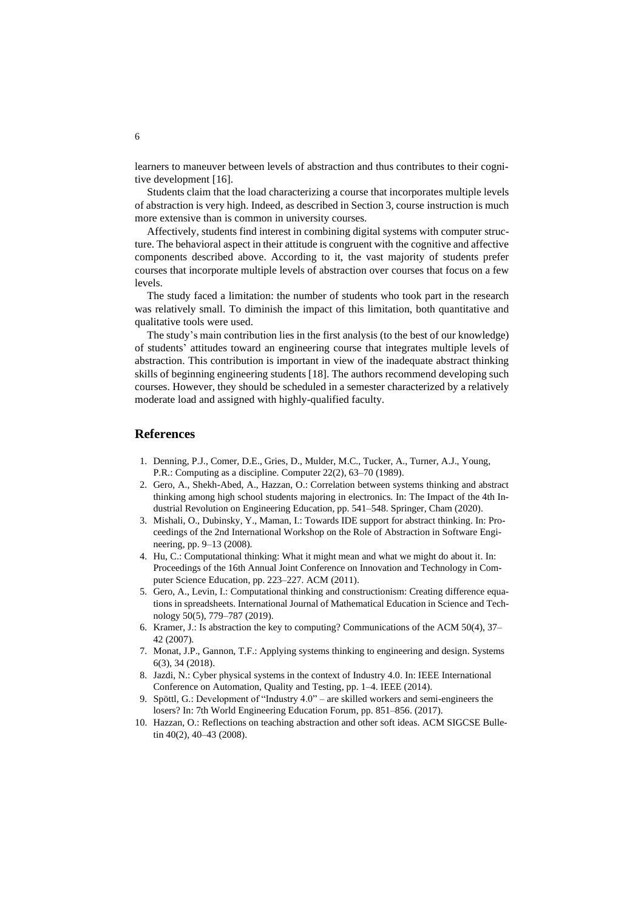learners to maneuver between levels of abstraction and thus contributes to their cognitive development [16].

Students claim that the load characterizing a course that incorporates multiple levels of abstraction is very high. Indeed, as described in Section 3, course instruction is much more extensive than is common in university courses.

Affectively, students find interest in combining digital systems with computer structure. The behavioral aspect in their attitude is congruent with the cognitive and affective components described above. According to it, the vast majority of students prefer courses that incorporate multiple levels of abstraction over courses that focus on a few levels.

The study faced a limitation: the number of students who took part in the research was relatively small. To diminish the impact of this limitation, both quantitative and qualitative tools were used.

The study's main contribution lies in the first analysis (to the best of our knowledge) of students' attitudes toward an engineering course that integrates multiple levels of abstraction. This contribution is important in view of the inadequate abstract thinking skills of beginning engineering students [18]. The authors recommend developing such courses. However, they should be scheduled in a semester characterized by a relatively moderate load and assigned with highly-qualified faculty.

## References

1. Denning, P.J., Comer, D.E., Gries, D., Mulder, M.C., Tucker, A., Turner, A.J., Young, P.R.: Computing as a discipline. Computer 22(2), 63–70 (1989).
2. Gero, A., Shekh-Abed, A., Hazzan, O.: Correlation between systems thinking and abstract thinking among high school students majoring in electronics. In: The Impact of the 4th Industrial Revolution on Engineering Education, pp. 541–548. Springer, Cham (2020).
3. Mishali, O., Dubinsky, Y., Maman, I.: Towards IDE support for abstract thinking. In: Proceedings of the 2nd International Workshop on the Role of Abstraction in Software Engineering, pp. 9–13 (2008).
4. Hu, C.: Computational thinking: What it might mean and what we might do about it. In: Proceedings of the 16th Annual Joint Conference on Innovation and Technology in Computer Science Education, pp. 223–227. ACM (2011).
5. Gero, A., Levin, I.: Computational thinking and constructionism: Creating difference equations in spreadsheets. International Journal of Mathematical Education in Science and Technology 50(5), 779–787 (2019).
6. Kramer, J.: Is abstraction the key to computing? Communications of the ACM 50(4), 37–42 (2007).
7. Monat, J.P., Gannon, T.F.: Applying systems thinking to engineering and design. Systems 6(3), 34 (2018).
8. Jazdi, N.: Cyber physical systems in the context of Industry 4.0. In: IEEE International Conference on Automation, Quality and Testing, pp. 1–4. IEEE (2014).
9. Spöttl, G.: Development of "Industry 4.0" – are skilled workers and semi-engineers the losers? In: 7th World Engineering Education Forum, pp. 851–856. (2017).
10. Hazzan, O.: Reflections on teaching abstraction and other soft ideas. ACM SIGCSE Bulletin 40(2), 40–43 (2008).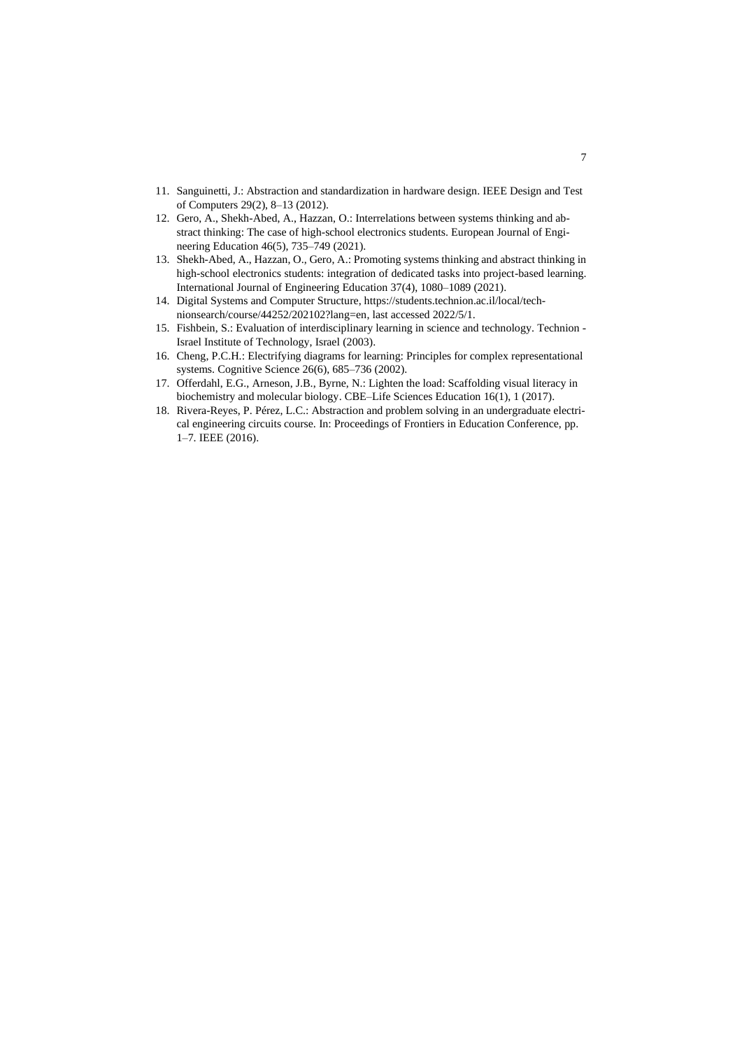11. Sanguinetti, J.: Abstraction and standardization in hardware design. IEEE Design and Test of Computers 29(2), 8–13 (2012).
12. Gero, A., Shekh-Abed, A., Hazzan, O.: Interrelations between systems thinking and abstract thinking: The case of high-school electronics students. European Journal of Engineering Education 46(5), 735–749 (2021).
13. Shekh-Abed, A., Hazzan, O., Gero, A.: Promoting systems thinking and abstract thinking in high-school electronics students: integration of dedicated tasks into project-based learning. International Journal of Engineering Education 37(4), 1080–1089 (2021).
14. Digital Systems and Computer Structure, https://students.technion.ac.il/local/technionsearch/course/44252/202102?lang=en, last accessed 2022/5/1.
15. Fishbein, S.: Evaluation of interdisciplinary learning in science and technology. Technion - Israel Institute of Technology, Israel (2003).
16. Cheng, P.C.H.: Electrifying diagrams for learning: Principles for complex representational systems. Cognitive Science 26(6), 685–736 (2002).
17. Offerdahl, E.G., Arneson, J.B., Byrne, N.: Lighten the load: Scaffolding visual literacy in biochemistry and molecular biology. CBE–Life Sciences Education 16(1), 1 (2017).
18. Rivera-Reyes, P. Pérez, L.C.: Abstraction and problem solving in an undergraduate electrical engineering circuits course. In: Proceedings of Frontiers in Education Conference, pp. 1–7. IEEE (2016).